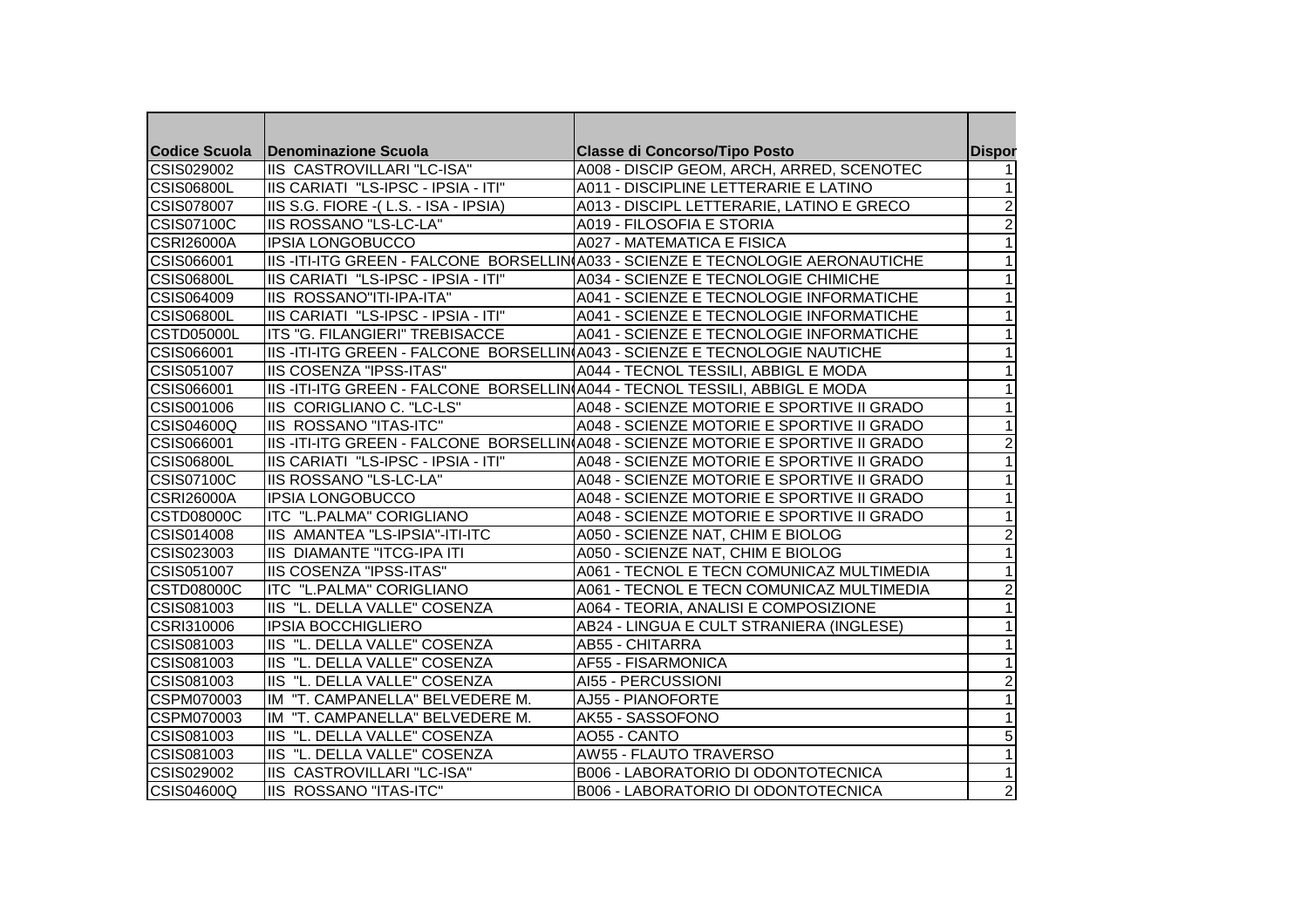| Codice Scuola | Denominazione Scuola | Classe di Concorso/Tipo Posto | Dispor |
|---|---|---|---|
| CSIS029002 | IIS CASTROVILLARI "LC-ISA" | A008 - DISCIP GEOM, ARCH, ARRED, SCENOTEC | 1 |
| CSIS06800L | IIS CARIATI "LS-IPSC - IPSIA - ITI" | A011 - DISCIPLINE LETTERARIE E LATINO | 1 |
| CSIS078007 | IIS S.G. FIORE -( L.S. - ISA - IPSIA) | A013 - DISCIPL LETTERARIE, LATINO E GRECO | 2 |
| CSIS07100C | IIS ROSSANO "LS-LC-LA" | A019 - FILOSOFIA E STORIA | 2 |
| CSRI26000A | IPSIA LONGOBUCCO | A027 - MATEMATICA E FISICA | 1 |
| CSIS066001 | IIS -ITI-ITG GREEN - FALCONE BORSELLIN | A033 - SCIENZE E TECNOLOGIE AERONAUTICHE | 1 |
| CSIS06800L | IIS CARIATI "LS-IPSC - IPSIA - ITI" | A034 - SCIENZE E TECNOLOGIE CHIMICHE | 1 |
| CSIS064009 | IIS ROSSANO"ITI-IPA-ITA" | A041 - SCIENZE E TECNOLOGIE INFORMATICHE | 1 |
| CSIS06800L | IIS CARIATI "LS-IPSC - IPSIA - ITI" | A041 - SCIENZE E TECNOLOGIE INFORMATICHE | 1 |
| CSTD05000L | ITS "G. FILANGIERI" TREBISACCE | A041 - SCIENZE E TECNOLOGIE INFORMATICHE | 1 |
| CSIS066001 | IIS -ITI-ITG GREEN - FALCONE BORSELLIN | A043 - SCIENZE E TECNOLOGIE NAUTICHE | 1 |
| CSIS051007 | IIS COSENZA "IPSS-ITAS" | A044 - TECNOL TESSILI, ABBIGL E MODA | 1 |
| CSIS066001 | IIS -ITI-ITG GREEN - FALCONE BORSELLIN | A044 - TECNOL TESSILI, ABBIGL E MODA | 1 |
| CSIS001006 | IIS CORIGLIANO C. "LC-LS" | A048 - SCIENZE MOTORIE E SPORTIVE II GRADO | 1 |
| CSIS04600Q | IIS ROSSANO "ITAS-ITC" | A048 - SCIENZE MOTORIE E SPORTIVE II GRADO | 1 |
| CSIS066001 | IIS -ITI-ITG GREEN - FALCONE BORSELLIN | A048 - SCIENZE MOTORIE E SPORTIVE II GRADO | 2 |
| CSIS06800L | IIS CARIATI "LS-IPSC - IPSIA - ITI" | A048 - SCIENZE MOTORIE E SPORTIVE II GRADO | 1 |
| CSIS07100C | IIS ROSSANO "LS-LC-LA" | A048 - SCIENZE MOTORIE E SPORTIVE II GRADO | 1 |
| CSRI26000A | IPSIA LONGOBUCCO | A048 - SCIENZE MOTORIE E SPORTIVE II GRADO | 1 |
| CSTD08000C | ITC "L.PALMA" CORIGLIANO | A048 - SCIENZE MOTORIE E SPORTIVE II GRADO | 1 |
| CSIS014008 | IIS AMANTEA "LS-IPSIA"-ITI-ITC | A050 - SCIENZE NAT, CHIM E BIOLOG | 2 |
| CSIS023003 | IIS DIAMANTE "ITCG-IPA ITI | A050 - SCIENZE NAT, CHIM E BIOLOG | 1 |
| CSIS051007 | IIS COSENZA "IPSS-ITAS" | A061 - TECNOL E TECN COMUNICAZ MULTIMEDIA | 1 |
| CSTD08000C | ITC "L.PALMA" CORIGLIANO | A061 - TECNOL E TECN COMUNICAZ MULTIMEDIA | 2 |
| CSIS081003 | IIS "L. DELLA VALLE" COSENZA | A064 - TEORIA, ANALISI E COMPOSIZIONE | 1 |
| CSRI310006 | IPSIA BOCCHIGLIERO | AB24 - LINGUA E CULT STRANIERA (INGLESE) | 1 |
| CSIS081003 | IIS "L. DELLA VALLE" COSENZA | AB55 - CHITARRA | 1 |
| CSIS081003 | IIS "L. DELLA VALLE" COSENZA | AF55 - FISARMONICA | 1 |
| CSIS081003 | IIS "L. DELLA VALLE" COSENZA | AI55 - PERCUSSIONI | 2 |
| CSPM070003 | IM "T. CAMPANELLA" BELVEDERE M. | AJ55 - PIANOFORTE | 1 |
| CSPM070003 | IM "T. CAMPANELLA" BELVEDERE M. | AK55 - SASSOFONO | 1 |
| CSIS081003 | IIS "L. DELLA VALLE" COSENZA | AO55 - CANTO | 5 |
| CSIS081003 | IIS "L. DELLA VALLE" COSENZA | AW55 - FLAUTO TRAVERSO | 1 |
| CSIS029002 | IIS CASTROVILLARI "LC-ISA" | B006 - LABORATORIO DI ODONTOTECNICA | 1 |
| CSIS04600Q | IIS ROSSANO "ITAS-ITC" | B006 - LABORATORIO DI ODONTOTECNICA | 2 |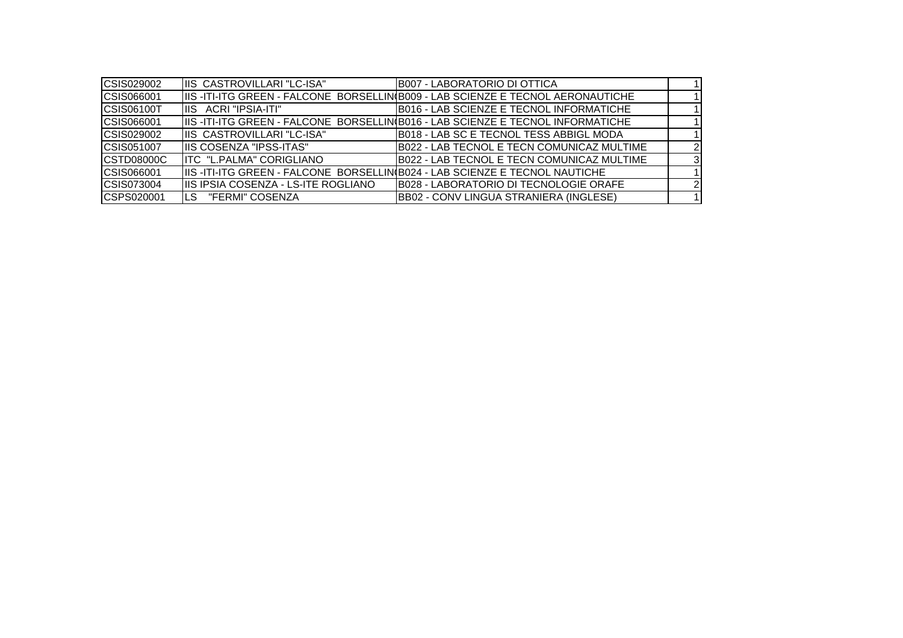| | | | |
|---|---|---|---|
| CSIS029002 | IIS CASTROVILLARI "LC-ISA" | B007 - LABORATORIO DI OTTICA | 1 |
| CSIS066001 | IIS -ITI-ITG GREEN - FALCONE BORSELLIN | B009 - LAB SCIENZE E TECNOL AERONAUTICHE | 1 |
| CSIS06100T | IIS ACRI "IPSIA-ITI" | B016 - LAB SCIENZE E TECNOL INFORMATICHE | 1 |
| CSIS066001 | IIS -ITI-ITG GREEN - FALCONE BORSELLIN | B016 - LAB SCIENZE E TECNOL INFORMATICHE | 1 |
| CSIS029002 | IIS CASTROVILLARI "LC-ISA" | B018 - LAB SC E TECNOL TESS ABBIGL MODA | 1 |
| CSIS051007 | IIS COSENZA "IPSS-ITAS" | B022 - LAB TECNOL E TECN COMUNICAZ MULTIME | 2 |
| CSTD08000C | ITC "L.PALMA" CORIGLIANO | B022 - LAB TECNOL E TECN COMUNICAZ MULTIME | 3 |
| CSIS066001 | IIS -ITI-ITG GREEN - FALCONE BORSELLIN | B024 - LAB SCIENZE E TECNOL NAUTICHE | 1 |
| CSIS073004 | IIS IPSIA COSENZA - LS-ITE ROGLIANO | B028 - LABORATORIO DI TECNOLOGIE ORAFE | 2 |
| CSPS020001 | LS "FERMI" COSENZA | BB02 - CONV LINGUA STRANIERA (INGLESE) | 1 |